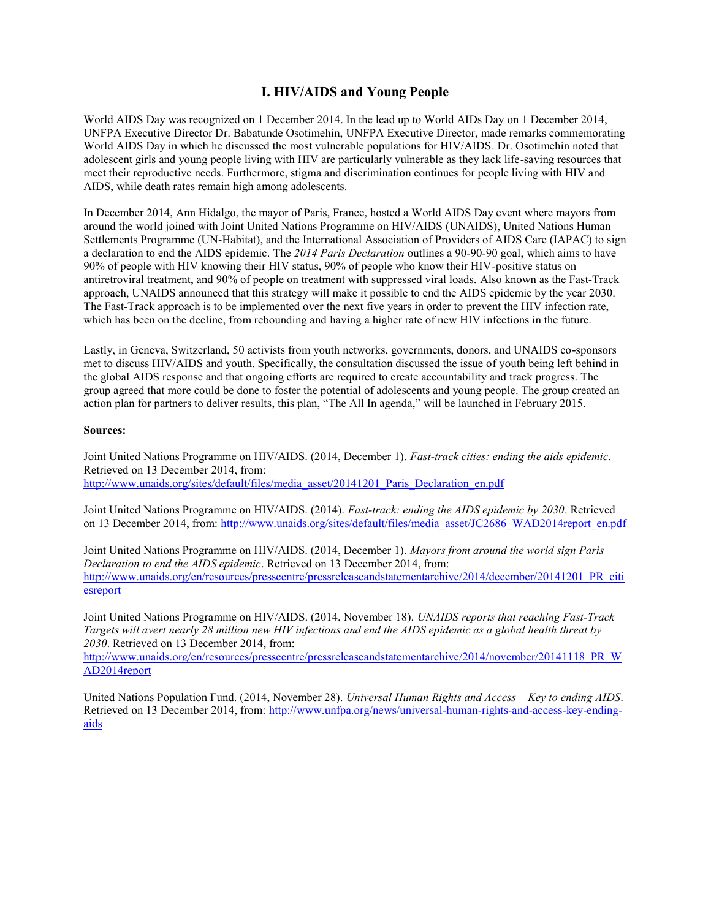# I. HIV/AIDS and Young People

World AIDS Day was recognized on 1 December 2014. In the lead up to World AIDs Day on 1 December 2014, UNFPA Executive Director Dr. Babatunde Osotimehin, UNFPA Executive Director, made remarks commemorating World AIDS Day in which he discussed the most vulnerable populations for HIV/AIDS. Dr. Osotimehin noted that adolescent girls and young people living with HIV are particularly vulnerable as they lack life-saving resources that meet their reproductive needs. Furthermore, stigma and discrimination continues for people living with HIV and AIDS, while death rates remain high among adolescents.

In December 2014, Ann Hidalgo, the mayor of Paris, France, hosted a World AIDS Day event where mayors from around the world joined with Joint United Nations Programme on HIV/AIDS (UNAIDS), United Nations Human Settlements Programme (UN-Habitat), and the International Association of Providers of AIDS Care (IAPAC) to sign a declaration to end the AIDS epidemic. The *2014 Paris Declaration* outlines a 90-90-90 goal, which aims to have 90% of people with HIV knowing their HIV status, 90% of people who know their HIV-positive status on antiretroviral treatment, and 90% of people on treatment with suppressed viral loads. Also known as the Fast-Track approach, UNAIDS announced that this strategy will make it possible to end the AIDS epidemic by the year 2030. The Fast-Track approach is to be implemented over the next five years in order to prevent the HIV infection rate, which has been on the decline, from rebounding and having a higher rate of new HIV infections in the future.

Lastly, in Geneva, Switzerland, 50 activists from youth networks, governments, donors, and UNAIDS co-sponsors met to discuss HIV/AIDS and youth. Specifically, the consultation discussed the issue of youth being left behind in the global AIDS response and that ongoing efforts are required to create accountability and track progress. The group agreed that more could be done to foster the potential of adolescents and young people. The group created an action plan for partners to deliver results, this plan, "The All In agenda," will be launched in February 2015.

**Sources:**

Joint United Nations Programme on HIV/AIDS. (2014, December 1). *Fast-track cities: ending the aids epidemic*. Retrieved on 13 December 2014, from: http://www.unaids.org/sites/default/files/media_asset/20141201_Paris_Declaration_en.pdf

Joint United Nations Programme on HIV/AIDS. (2014). *Fast-track: ending the AIDS epidemic by 2030*. Retrieved on 13 December 2014, from: http://www.unaids.org/sites/default/files/media_asset/JC2686_WAD2014report_en.pdf

Joint United Nations Programme on HIV/AIDS. (2014, December 1). *Mayors from around the world sign Paris Declaration to end the AIDS epidemic*. Retrieved on 13 December 2014, from: http://www.unaids.org/en/resources/presscentre/pressreleaseandstatementarchive/2014/december/20141201_PR_citiesreport

Joint United Nations Programme on HIV/AIDS. (2014, November 18). *UNAIDS reports that reaching Fast-Track Targets will avert nearly 28 million new HIV infections and end the AIDS epidemic as a global health threat by 2030*. Retrieved on 13 December 2014, from: http://www.unaids.org/en/resources/presscentre/pressreleaseandstatementarchive/2014/november/20141118_PR_WAD2014report

United Nations Population Fund. (2014, November 28). *Universal Human Rights and Access – Key to ending AIDS*. Retrieved on 13 December 2014, from: http://www.unfpa.org/news/universal-human-rights-and-access-key-ending-aids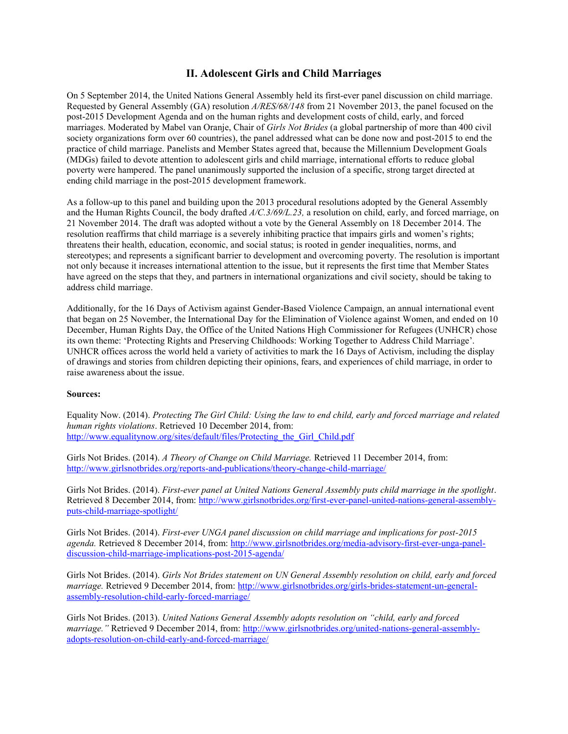## II. Adolescent Girls and Child Marriages

On 5 September 2014, the United Nations General Assembly held its first-ever panel discussion on child marriage. Requested by General Assembly (GA) resolution *A/RES/68/148* from 21 November 2013, the panel focused on the post-2015 Development Agenda and on the human rights and development costs of child, early, and forced marriages. Moderated by Mabel van Oranje, Chair of *Girls Not Brides* (a global partnership of more than 400 civil society organizations form over 60 countries), the panel addressed what can be done now and post-2015 to end the practice of child marriage. Panelists and Member States agreed that, because the Millennium Development Goals (MDGs) failed to devote attention to adolescent girls and child marriage, international efforts to reduce global poverty were hampered. The panel unanimously supported the inclusion of a specific, strong target directed at ending child marriage in the post-2015 development framework.

As a follow-up to this panel and building upon the 2013 procedural resolutions adopted by the General Assembly and the Human Rights Council, the body drafted *A/C.3/69/L.23,* a resolution on child, early, and forced marriage, on 21 November 2014. The draft was adopted without a vote by the General Assembly on 18 December 2014. The resolution reaffirms that child marriage is a severely inhibiting practice that impairs girls and women's rights; threatens their health, education, economic, and social status; is rooted in gender inequalities, norms, and stereotypes; and represents a significant barrier to development and overcoming poverty. The resolution is important not only because it increases international attention to the issue, but it represents the first time that Member States have agreed on the steps that they, and partners in international organizations and civil society, should be taking to address child marriage.

Additionally, for the 16 Days of Activism against Gender-Based Violence Campaign, an annual international event that began on 25 November, the International Day for the Elimination of Violence against Women, and ended on 10 December, Human Rights Day, the Office of the United Nations High Commissioner for Refugees (UNHCR) chose its own theme: 'Protecting Rights and Preserving Childhoods: Working Together to Address Child Marriage'. UNHCR offices across the world held a variety of activities to mark the 16 Days of Activism, including the display of drawings and stories from children depicting their opinions, fears, and experiences of child marriage, in order to raise awareness about the issue.

**Sources:**

Equality Now. (2014). *Protecting The Girl Child: Using the law to end child, early and forced marriage and related human rights violations*. Retrieved 10 December 2014, from: http://www.equalitynow.org/sites/default/files/Protecting_the_Girl_Child.pdf

Girls Not Brides. (2014). *A Theory of Change on Child Marriage.* Retrieved 11 December 2014, from: http://www.girlsnotbrides.org/reports-and-publications/theory-change-child-marriage/

Girls Not Brides. (2014). *First-ever panel at United Nations General Assembly puts child marriage in the spotlight*. Retrieved 8 December 2014, from: http://www.girlsnotbrides.org/first-ever-panel-united-nations-general-assembly-puts-child-marriage-spotlight/

Girls Not Brides. (2014). *First-ever UNGA panel discussion on child marriage and implications for post-2015 agenda.* Retrieved 8 December 2014, from: http://www.girlsnotbrides.org/media-advisory-first-ever-unga-panel-discussion-child-marriage-implications-post-2015-agenda/

Girls Not Brides. (2014). *Girls Not Brides statement on UN General Assembly resolution on child, early and forced marriage.* Retrieved 9 December 2014, from: http://www.girlsnotbrides.org/girls-brides-statement-un-general-assembly-resolution-child-early-forced-marriage/

Girls Not Brides. (2013). *United Nations General Assembly adopts resolution on "child, early and forced marriage."* Retrieved 9 December 2014, from: http://www.girlsnotbrides.org/united-nations-general-assembly-adopts-resolution-on-child-early-and-forced-marriage/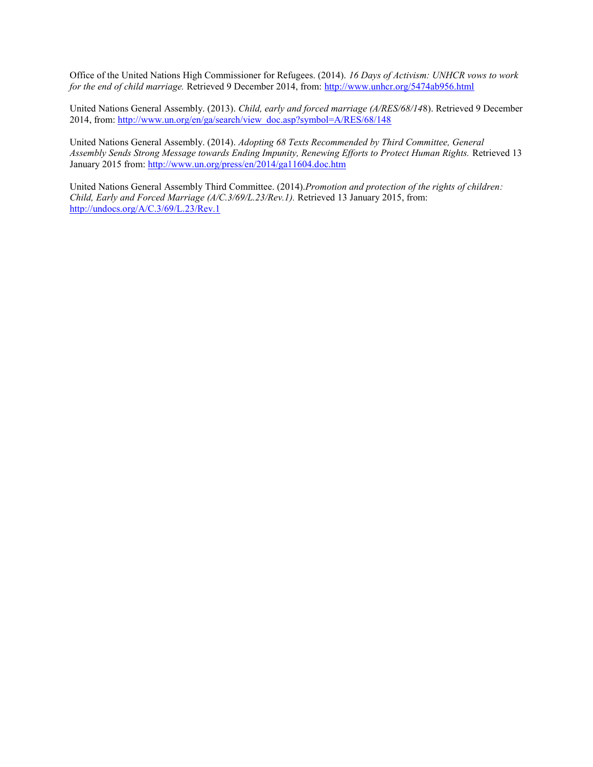Office of the United Nations High Commissioner for Refugees. (2014). *16 Days of Activism: UNHCR vows to work for the end of child marriage.* Retrieved 9 December 2014, from: http://www.unhcr.org/5474ab956.html

United Nations General Assembly. (2013). *Child, early and forced marriage (A/RES/68/14*8). Retrieved 9 December 2014, from: http://www.un.org/en/ga/search/view_doc.asp?symbol=A/RES/68/148

United Nations General Assembly. (2014). *Adopting 68 Texts Recommended by Third Committee, General Assembly Sends Strong Message towards Ending Impunity, Renewing Efforts to Protect Human Rights.* Retrieved 13 January 2015 from: http://www.un.org/press/en/2014/ga11604.doc.htm

United Nations General Assembly Third Committee. (2014).*Promotion and protection of the rights of children: Child, Early and Forced Marriage (A/C.3/69/L.23/Rev.1).* Retrieved 13 January 2015, from: http://undocs.org/A/C.3/69/L.23/Rev.1